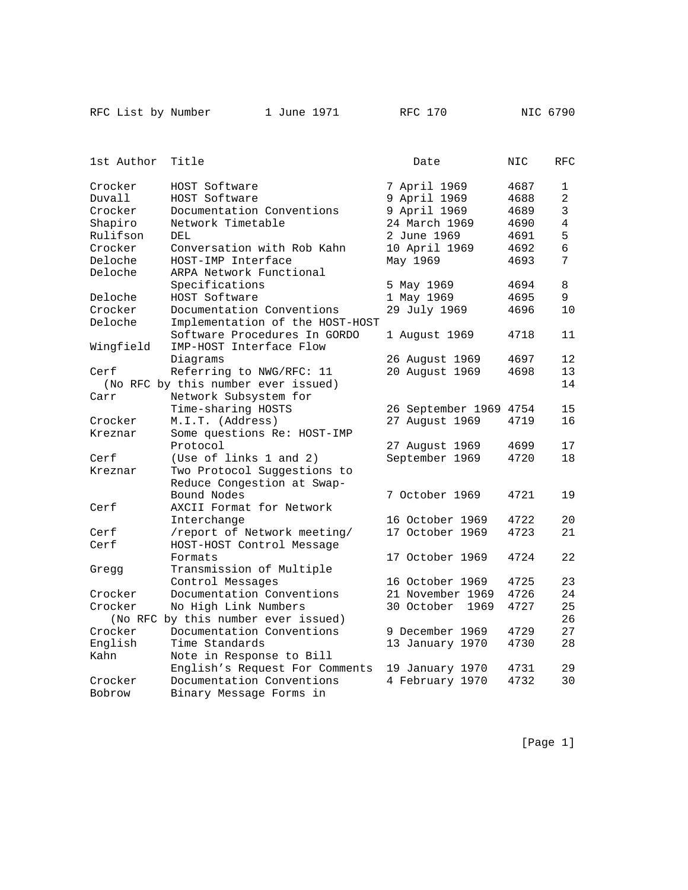RFC List by Number 1 June 1971 RFC 170 NIC 6790

| 1st Author | Title | Date | NIC | RFC |
|---|---|---|---|---|
| Crocker | HOST Software | 7 April 1969 | 4687 | 1 |
| Duvall | HOST Software | 9 April 1969 | 4688 | 2 |
| Crocker | Documentation Conventions | 9 April 1969 | 4689 | 3 |
| Shapiro | Network Timetable | 24 March 1969 | 4690 | 4 |
| Rulifson | DEL | 2 June 1969 | 4691 | 5 |
| Crocker | Conversation with Rob Kahn | 10 April 1969 | 4692 | 6 |
| Deloche | HOST-IMP Interface | May 1969 | 4693 | 7 |
| Deloche | ARPA Network Functional Specifications | 5 May 1969 | 4694 | 8 |
| Deloche | HOST Software | 1 May 1969 | 4695 | 9 |
| Crocker | Documentation Conventions | 29 July 1969 | 4696 | 10 |
| Deloche | Implementation of the HOST-HOST Software Procedures In GORDO | 1 August 1969 | 4718 | 11 |
| Wingfield | IMP-HOST Interface Flow Diagrams | 26 August 1969 | 4697 | 12 |
| Cerf | Referring to NWG/RFC: 11 | 20 August 1969 | 4698 | 13 |
| (No RFC by this number ever issued) | | | | 14 |
| Carr | Network Subsystem for Time-sharing HOSTS | 26 September 1969 | 4754 | 15 |
| Crocker | M.I.T. (Address) | 27 August 1969 | 4719 | 16 |
| Kreznar | Some questions Re: HOST-IMP Protocol | 27 August 1969 | 4699 | 17 |
| Cerf | (Use of links 1 and 2) | September 1969 | 4720 | 18 |
| Kreznar | Two Protocol Suggestions to Reduce Congestion at Swap-Bound Nodes | 7 October 1969 | 4721 | 19 |
| Cerf | AXCII Format for Network Interchange | 16 October 1969 | 4722 | 20 |
| Cerf | /report of Network meeting/ | 17 October 1969 | 4723 | 21 |
| Cerf | HOST-HOST Control Message Formats | 17 October 1969 | 4724 | 22 |
| Gregg | Transmission of Multiple Control Messages | 16 October 1969 | 4725 | 23 |
| Crocker | Documentation Conventions | 21 November 1969 | 4726 | 24 |
| Crocker | No High Link Numbers | 30 October 1969 | 4727 | 25 |
| (No RFC by this number ever issued) | | | | 26 |
| Crocker | Documentation Conventions | 9 December 1969 | 4729 | 27 |
| English | Time Standards | 13 January 1970 | 4730 | 28 |
| Kahn | Note in Response to Bill English's Request For Comments | 19 January 1970 | 4731 | 29 |
| Crocker | Documentation Conventions | 4 February 1970 | 4732 | 30 |
| Bobrow | Binary Message Forms in | | | |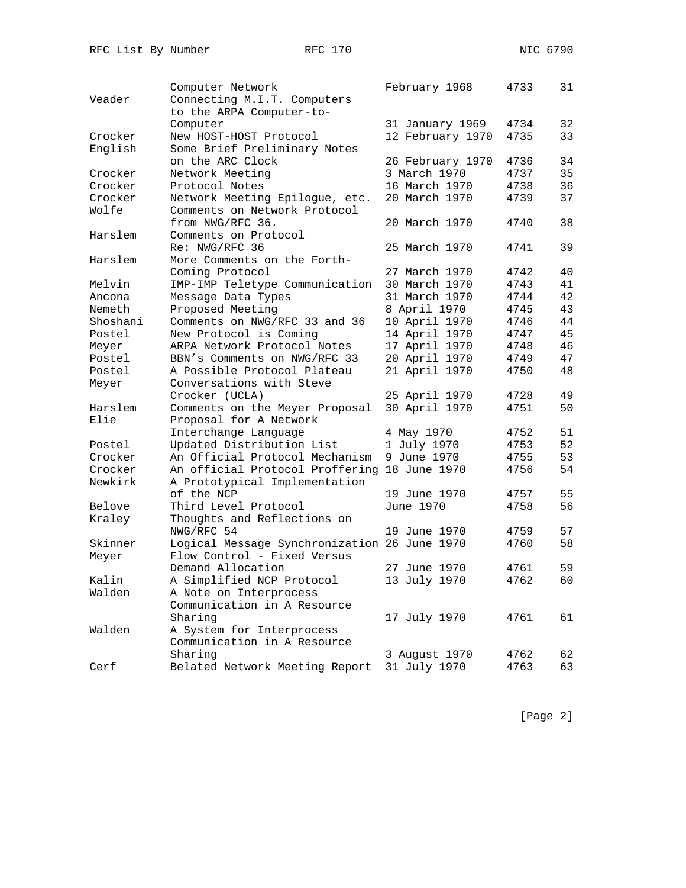| | | | | |
|---|---|---|---|---|
| | Computer Network | February 1968 | 4733 | 31 |
| Veader | Connecting M.I.T. Computers to the ARPA Computer-to-Computer | 31 January 1969 | 4734 | 32 |
| Crocker | New HOST-HOST Protocol | 12 February 1970 | 4735 | 33 |
| English | Some Brief Preliminary Notes on the ARC Clock | 26 February 1970 | 4736 | 34 |
| Crocker | Network Meeting | 3 March 1970 | 4737 | 35 |
| Crocker | Protocol Notes | 16 March 1970 | 4738 | 36 |
| Crocker | Network Meeting Epilogue, etc. | 20 March 1970 | 4739 | 37 |
| Wolfe | Comments on Network Protocol from NWG/RFC 36. | 20 March 1970 | 4740 | 38 |
| Harslem | Comments on Protocol Re: NWG/RFC 36 | 25 March 1970 | 4741 | 39 |
| Harslem | More Comments on the Forth-Coming Protocol | 27 March 1970 | 4742 | 40 |
| Melvin | IMP-IMP Teletype Communication | 30 March 1970 | 4743 | 41 |
| Ancona | Message Data Types | 31 March 1970 | 4744 | 42 |
| Nemeth | Proposed Meeting | 8 April 1970 | 4745 | 43 |
| Shoshani | Comments on NWG/RFC 33 and 36 | 10 April 1970 | 4746 | 44 |
| Postel | New Protocol is Coming | 14 April 1970 | 4747 | 45 |
| Meyer | ARPA Network Protocol Notes | 17 April 1970 | 4748 | 46 |
| Postel | BBN's Comments on NWG/RFC 33 | 20 April 1970 | 4749 | 47 |
| Postel | A Possible Protocol Plateau | 21 April 1970 | 4750 | 48 |
| Meyer | Conversations with Steve Crocker (UCLA) | 25 April 1970 | 4728 | 49 |
| Harslem | Comments on the Meyer Proposal | 30 April 1970 | 4751 | 50 |
| Elie | Proposal for A Network Interchange Language | 4 May 1970 | 4752 | 51 |
| Postel | Updated Distribution List | 1 July 1970 | 4753 | 52 |
| Crocker | An Official Protocol Mechanism | 9 June 1970 | 4755 | 53 |
| Crocker | An official Protocol Proffering | 18 June 1970 | 4756 | 54 |
| Newkirk | A Prototypical Implementation of the NCP | 19 June 1970 | 4757 | 55 |
| Belove | Third Level Protocol | June 1970 | 4758 | 56 |
| Kraley | Thoughts and Reflections on NWG/RFC 54 | 19 June 1970 | 4759 | 57 |
| Skinner | Logical Message Synchronization | 26 June 1970 | 4760 | 58 |
| Meyer | Flow Control - Fixed Versus Demand Allocation | 27 June 1970 | 4761 | 59 |
| Kalin | A Simplified NCP Protocol | 13 July 1970 | 4762 | 60 |
| Walden | A Note on Interprocess Communication in A Resource Sharing | 17 July 1970 | 4761 | 61 |
| Walden | A System for Interprocess Communication in A Resource Sharing | 3 August 1970 | 4762 | 62 |
| Cerf | Belated Network Meeting Report | 31 July 1970 | 4763 | 63 |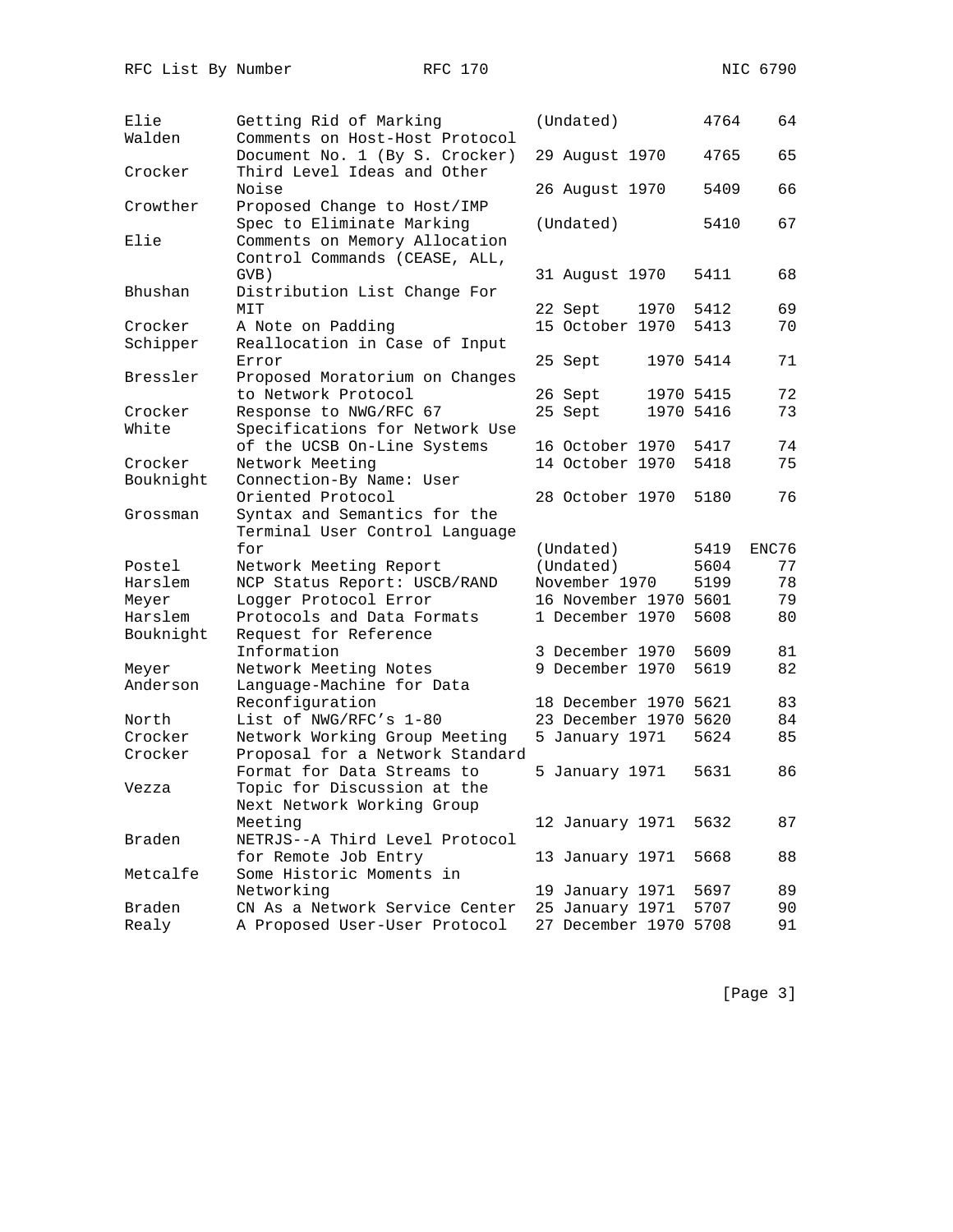| | | | | |
|---|---|---|---|---|
| Elie | Getting Rid of Marking | (Undated) | 4764 | 64 |
| Walden | Comments on Host-Host Protocol Document No. 1 (By S. Crocker) | 29 August 1970 | 4765 | 65 |
| Crocker | Third Level Ideas and Other Noise | 26 August 1970 | 5409 | 66 |
| Crowther | Proposed Change to Host/IMP Spec to Eliminate Marking | (Undated) | 5410 | 67 |
| Elie | Comments on Memory Allocation Control Commands (CEASE, ALL, GVB) | 31 August 1970 | 5411 | 68 |
| Bhushan | Distribution List Change For MIT | 22 Sept 1970 | 5412 | 69 |
| Crocker | A Note on Padding | 15 October 1970 | 5413 | 70 |
| Schipper | Reallocation in Case of Input Error | 25 Sept 1970 | 5414 | 71 |
| Bressler | Proposed Moratorium on Changes to Network Protocol | 26 Sept 1970 | 5415 | 72 |
| Crocker | Response to NWG/RFC 67 | 25 Sept 1970 | 5416 | 73 |
| White | Specifications for Network Use of the UCSB On-Line Systems | 16 October 1970 | 5417 | 74 |
| Crocker | Network Meeting | 14 October 1970 | 5418 | 75 |
| Bouknight | Connection-By Name: User Oriented Protocol | 28 October 1970 | 5180 | 76 |
| Grossman | Syntax and Semantics for the Terminal User Control Language for | (Undated) | 5419 | ENC76 |
| Postel | Network Meeting Report | (Undated) | 5604 | 77 |
| Harslem | NCP Status Report: USCB/RAND | November 1970 | 5199 | 78 |
| Meyer | Logger Protocol Error | 16 November 1970 | 5601 | 79 |
| Harslem | Protocols and Data Formats | 1 December 1970 | 5608 | 80 |
| Bouknight | Request for Reference Information | 3 December 1970 | 5609 | 81 |
| Meyer | Network Meeting Notes | 9 December 1970 | 5619 | 82 |
| Anderson | Language-Machine for Data Reconfiguration | 18 December 1970 | 5621 | 83 |
| North | List of NWG/RFC's 1-80 | 23 December 1970 | 5620 | 84 |
| Crocker | Network Working Group Meeting | 5 January 1971 | 5624 | 85 |
| Crocker | Proposal for a Network Standard Format for Data Streams to | 5 January 1971 | 5631 | 86 |
| Vezza | Topic for Discussion at the Next Network Working Group Meeting | 12 January 1971 | 5632 | 87 |
| Braden | NETRJS--A Third Level Protocol for Remote Job Entry | 13 January 1971 | 5668 | 88 |
| Metcalfe | Some Historic Moments in Networking | 19 January 1971 | 5697 | 89 |
| Braden | CN As a Network Service Center | 25 January 1971 | 5707 | 90 |
| Realy | A Proposed User-User Protocol | 27 December 1970 | 5708 | 91 |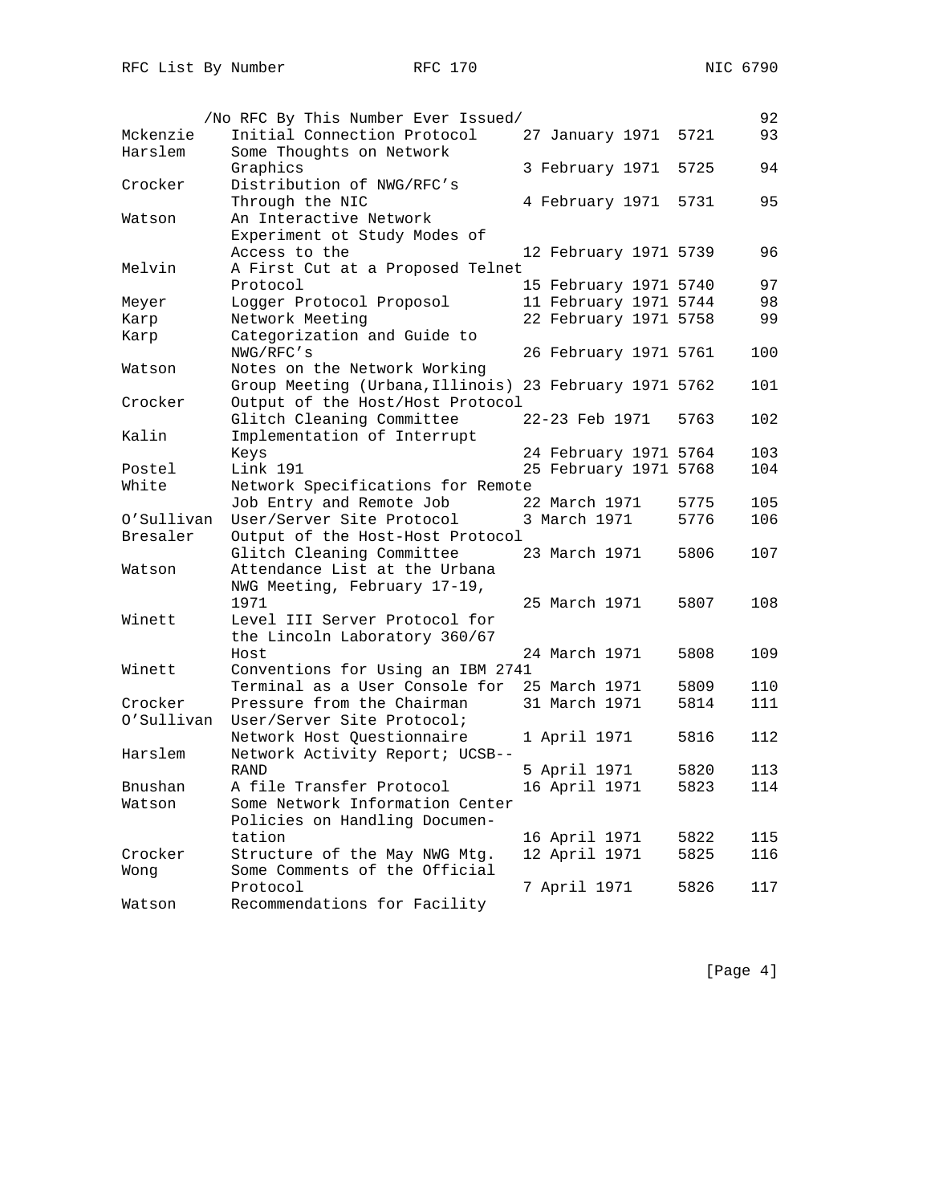| Author | Title | Date | NIC | RFC |
|---|---|---|---|---|
| | /No RFC By This Number Ever Issued/ | | | 92 |
| Mckenzie | Initial Connection Protocol | 27 January 1971 | 5721 | 93 |
| Harslem | Some Thoughts on Network Graphics | 3 February 1971 | 5725 | 94 |
| Crocker | Distribution of NWG/RFC's Through the NIC | 4 February 1971 | 5731 | 95 |
| Watson | An Interactive Network Experiment ot Study Modes of Access to the | 12 February 1971 | 5739 | 96 |
| Melvin | A First Cut at a Proposed Telnet Protocol | 15 February 1971 | 5740 | 97 |
| Meyer | Logger Protocol Proposol | 11 February 1971 | 5744 | 98 |
| Karp | Network Meeting | 22 February 1971 | 5758 | 99 |
| Karp | Categorization and Guide to NWG/RFC's | 26 February 1971 | 5761 | 100 |
| Watson | Notes on the Network Working Group Meeting (Urbana,Illinois) | 23 February 1971 | 5762 | 101 |
| Crocker | Output of the Host/Host Protocol Glitch Cleaning Committee | 22-23 Feb 1971 | 5763 | 102 |
| Kalin | Implementation of Interrupt Keys | 24 February 1971 | 5764 | 103 |
| Postel | Link 191 | 25 February 1971 | 5768 | 104 |
| White | Network Specifications for Remote Job Entry and Remote Job | 22 March 1971 | 5775 | 105 |
| O'Sullivan | User/Server Site Protocol | 3 March 1971 | 5776 | 106 |
| Bresaler | Output of the Host-Host Protocol Glitch Cleaning Committee | 23 March 1971 | 5806 | 107 |
| Watson | Attendance List at the Urbana NWG Meeting, February 17-19, 1971 | 25 March 1971 | 5807 | 108 |
| Winett | Level III Server Protocol for the Lincoln Laboratory 360/67 Host | 24 March 1971 | 5808 | 109 |
| Winett | Conventions for Using an IBM 2741 Terminal as a User Console for | 25 March 1971 | 5809 | 110 |
| Crocker | Pressure from the Chairman | 31 March 1971 | 5814 | 111 |
| O'Sullivan | User/Server Site Protocol; Network Host Questionnaire | 1 April 1971 | 5816 | 112 |
| Harslem | Network Activity Report; UCSB--RAND | 5 April 1971 | 5820 | 113 |
| Bnushan | A file Transfer Protocol | 16 April 1971 | 5823 | 114 |
| Watson | Some Network Information Center Policies on Handling Documen-tation | 16 April 1971 | 5822 | 115 |
| Crocker | Structure of the May NWG Mtg. | 12 April 1971 | 5825 | 116 |
| Wong | Some Comments of the Official Protocol | 7 April 1971 | 5826 | 117 |
| Watson | Recommendations for Facility | | | |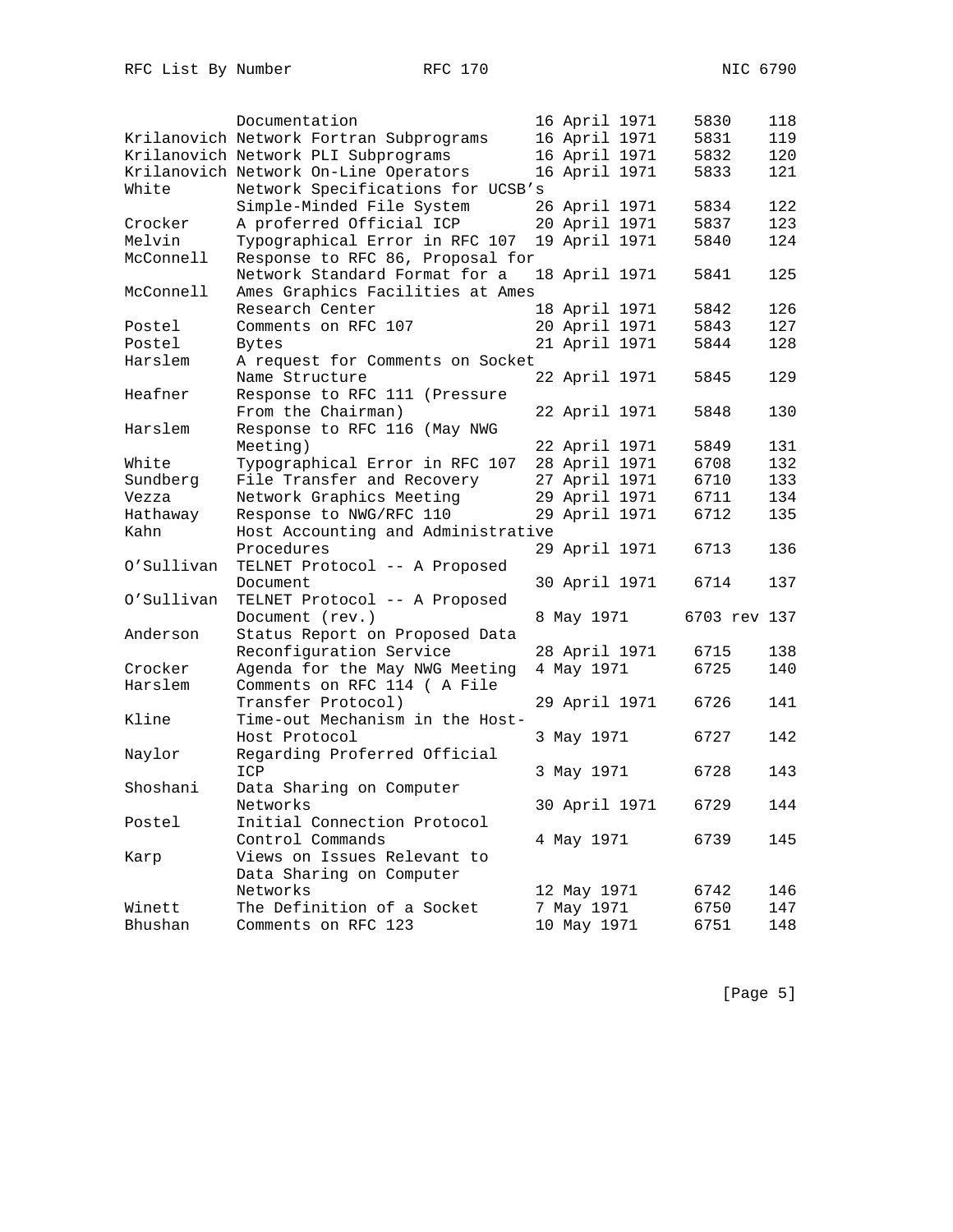| | | | | |
|---|---|---|---|---|
| | Documentation | 16 April 1971 | 5830 | 118 |
| Krilanovich | Network Fortran Subprograms | 16 April 1971 | 5831 | 119 |
| Krilanovich | Network PLI Subprograms | 16 April 1971 | 5832 | 120 |
| Krilanovich | Network On-Line Operators | 16 April 1971 | 5833 | 121 |
| White | Network Specifications for UCSB's Simple-Minded File System | 26 April 1971 | 5834 | 122 |
| Crocker | A proferred Official ICP | 20 April 1971 | 5837 | 123 |
| Melvin | Typographical Error in RFC 107 | 19 April 1971 | 5840 | 124 |
| McConnell | Response to RFC 86, Proposal for Network Standard Format for a | 18 April 1971 | 5841 | 125 |
| McConnell | Ames Graphics Facilities at Ames Research Center | 18 April 1971 | 5842 | 126 |
| Postel | Comments on RFC 107 | 20 April 1971 | 5843 | 127 |
| Postel | Bytes | 21 April 1971 | 5844 | 128 |
| Harslem | A request for Comments on Socket Name Structure | 22 April 1971 | 5845 | 129 |
| Heafner | Response to RFC 111 (Pressure From the Chairman) | 22 April 1971 | 5848 | 130 |
| Harslem | Response to RFC 116 (May NWG Meeting) | 22 April 1971 | 5849 | 131 |
| White | Typographical Error in RFC 107 | 28 April 1971 | 6708 | 132 |
| Sundberg | File Transfer and Recovery | 27 April 1971 | 6710 | 133 |
| Vezza | Network Graphics Meeting | 29 April 1971 | 6711 | 134 |
| Hathaway | Response to NWG/RFC 110 | 29 April 1971 | 6712 | 135 |
| Kahn | Host Accounting and Administrative Procedures | 29 April 1971 | 6713 | 136 |
| O'Sullivan | TELNET Protocol -- A Proposed Document | 30 April 1971 | 6714 | 137 |
| O'Sullivan | TELNET Protocol -- A Proposed Document (rev.) | 8 May 1971 | 6703 rev | 137 |
| Anderson | Status Report on Proposed Data Reconfiguration Service | 28 April 1971 | 6715 | 138 |
| Crocker | Agenda for the May NWG Meeting | 4 May 1971 | 6725 | 140 |
| Harslem | Comments on RFC 114 ( A File Transfer Protocol) | 29 April 1971 | 6726 | 141 |
| Kline | Time-out Mechanism in the Host-Host Protocol | 3 May 1971 | 6727 | 142 |
| Naylor | Regarding Proferred Official ICP | 3 May 1971 | 6728 | 143 |
| Shoshani | Data Sharing on Computer Networks | 30 April 1971 | 6729 | 144 |
| Postel | Initial Connection Protocol Control Commands | 4 May 1971 | 6739 | 145 |
| Karp | Views on Issues Relevant to Data Sharing on Computer Networks | 12 May 1971 | 6742 | 146 |
| Winett | The Definition of a Socket | 7 May 1971 | 6750 | 147 |
| Bhushan | Comments on RFC 123 | 10 May 1971 | 6751 | 148 |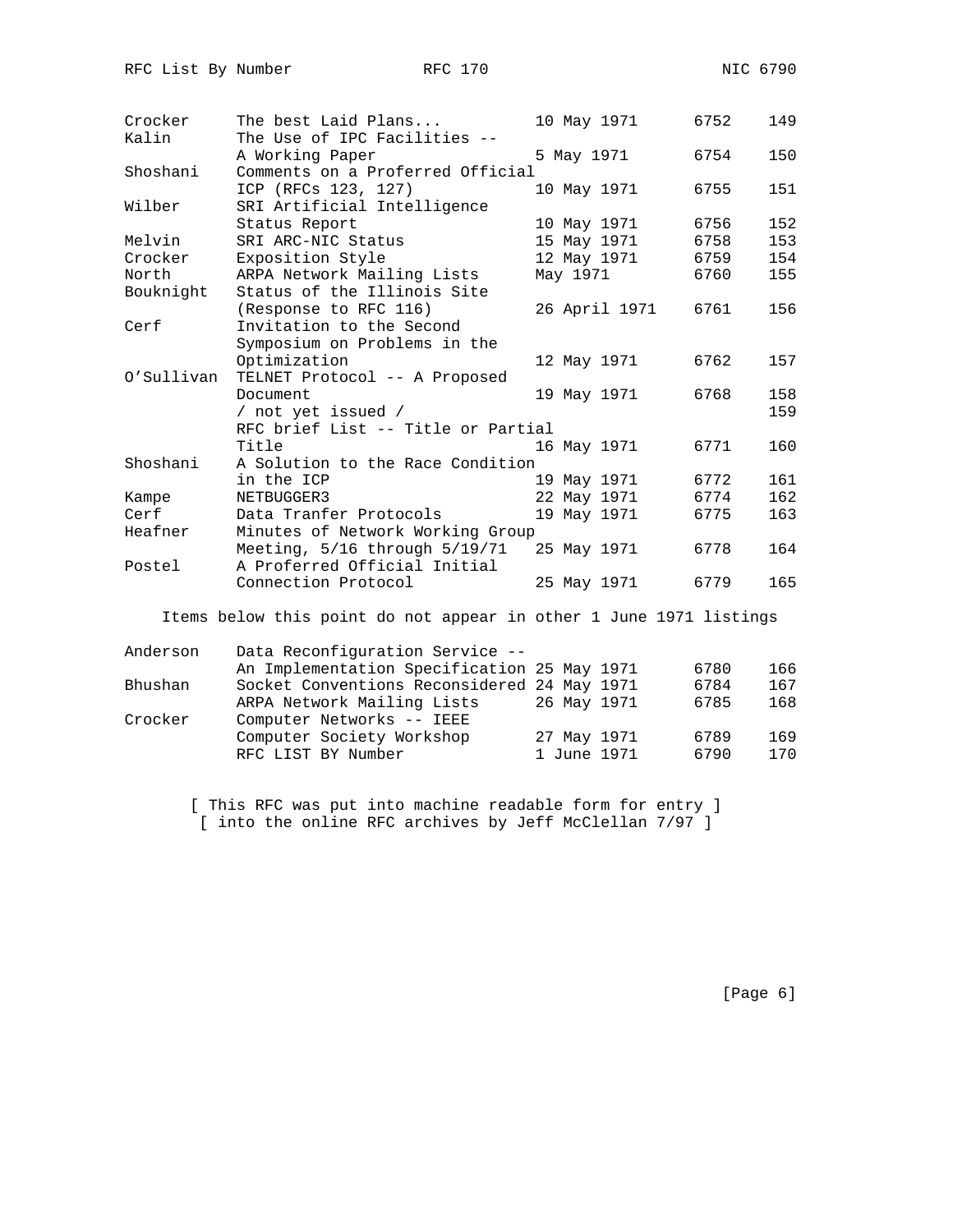| | | | | |
|---|---|---|---|---|
| Crocker | The best Laid Plans... | 10 May 1971 | 6752 | 149 |
| Kalin | The Use of IPC Facilities -- A Working Paper | 5 May 1971 | 6754 | 150 |
| Shoshani | Comments on a Proferred Official ICP (RFCs 123, 127) | 10 May 1971 | 6755 | 151 |
| Wilber | SRI Artificial Intelligence Status Report | 10 May 1971 | 6756 | 152 |
| Melvin | SRI ARC-NIC Status | 15 May 1971 | 6758 | 153 |
| Crocker | Exposition Style | 12 May 1971 | 6759 | 154 |
| North | ARPA Network Mailing Lists | May 1971 | 6760 | 155 |
| Bouknight | Status of the Illinois Site (Response to RFC 116) | 26 April 1971 | 6761 | 156 |
| Cerf | Invitation to the Second Symposium on Problems in the Optimization | 12 May 1971 | 6762 | 157 |
| O'Sullivan | TELNET Protocol -- A Proposed Document | 19 May 1971 | 6768 | 158 |
| | / not yet issued / | | | 159 |
| | RFC brief List -- Title or Partial Title | 16 May 1971 | 6771 | 160 |
| Shoshani | A Solution to the Race Condition in the ICP | 19 May 1971 | 6772 | 161 |
| Kampe | NETBUGGER3 | 22 May 1971 | 6774 | 162 |
| Cerf | Data Tranfer Protocols | 19 May 1971 | 6775 | 163 |
| Heafner | Minutes of Network Working Group Meeting, 5/16 through 5/19/71 | 25 May 1971 | 6778 | 164 |
| Postel | A Proferred Official Initial Connection Protocol | 25 May 1971 | 6779 | 165 |

Items below this point do not appear in other 1 June 1971 listings

| | | | | |
|---|---|---|---|---|
| Anderson | Data Reconfiguration Service -- An Implementation Specification | 25 May 1971 | 6780 | 166 |
| Bhushan | Socket Conventions Reconsidered | 24 May 1971 | 6784 | 167 |
| | ARPA Network Mailing Lists | 26 May 1971 | 6785 | 168 |
| Crocker | Computer Networks -- IEEE Computer Society Workshop | 27 May 1971 | 6789 | 169 |
| | RFC LIST BY Number | 1 June 1971 | 6790 | 170 |

[ This RFC was put into machine readable form for entry ]
[ into the online RFC archives by Jeff McClellan 7/97 ]